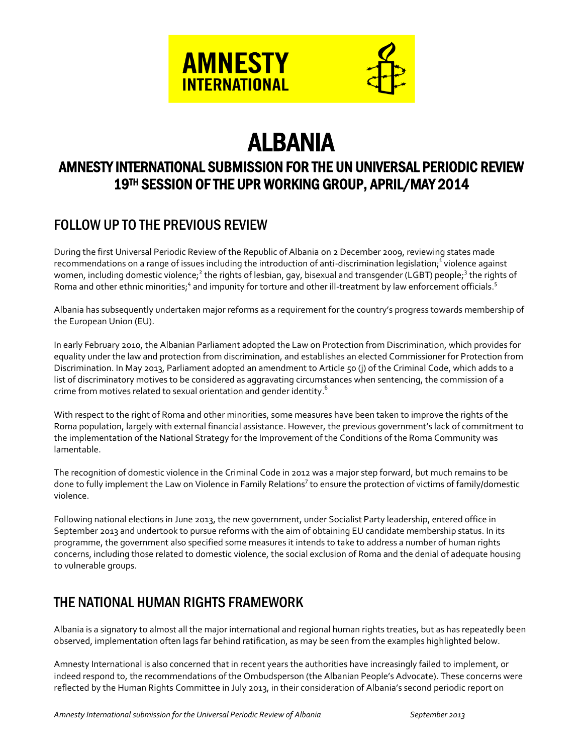AMNESTY INTERNATIONAL

# ALBANIA

## AMNESTY INTERNATIONAL SUBMISSION FOR THE UN UNIVERSAL PERIODIC REVIEW 19TH SESSION OF THE UPR WORKING GROUP, APRIL/MAY 2014

## FOLLOW UP TO THE PREVIOUS REVIEW

During the first Universal Periodic Review of the Republic of Albania on 2 December 2009, reviewing states made recommendations on a range of issues including the introduction of anti-discrimination legislation;[1] violence against women, including domestic violence;[2] the rights of lesbian, gay, bisexual and transgender (LGBT) people;[3] the rights of Roma and other ethnic minorities;[4] and impunity for torture and other ill-treatment by law enforcement officials.[5]

Albania has subsequently undertaken major reforms as a requirement for the country's progress towards membership of the European Union (EU).

In early February 2010, the Albanian Parliament adopted the Law on Protection from Discrimination, which provides for equality under the law and protection from discrimination, and establishes an elected Commissioner for Protection from Discrimination. In May 2013, Parliament adopted an amendment to Article 50 (j) of the Criminal Code, which adds to a list of discriminatory motives to be considered as aggravating circumstances when sentencing, the commission of a crime from motives related to sexual orientation and gender identity.[6]

With respect to the right of Roma and other minorities, some measures have been taken to improve the rights of the Roma population, largely with external financial assistance. However, the previous government's lack of commitment to the implementation of the National Strategy for the Improvement of the Conditions of the Roma Community was lamentable.

The recognition of domestic violence in the Criminal Code in 2012 was a major step forward, but much remains to be done to fully implement the Law on Violence in Family Relations[7] to ensure the protection of victims of family/domestic violence.

Following national elections in June 2013, the new government, under Socialist Party leadership, entered office in September 2013 and undertook to pursue reforms with the aim of obtaining EU candidate membership status. In its programme, the government also specified some measures it intends to take to address a number of human rights concerns, including those related to domestic violence, the social exclusion of Roma and the denial of adequate housing to vulnerable groups.

## THE NATIONAL HUMAN RIGHTS FRAMEWORK

Albania is a signatory to almost all the major international and regional human rights treaties, but as has repeatedly been observed, implementation often lags far behind ratification, as may be seen from the examples highlighted below.

Amnesty International is also concerned that in recent years the authorities have increasingly failed to implement, or indeed respond to, the recommendations of the Ombudsperson (the Albanian People's Advocate). These concerns were reflected by the Human Rights Committee in July 2013, in their consideration of Albania's second periodic report on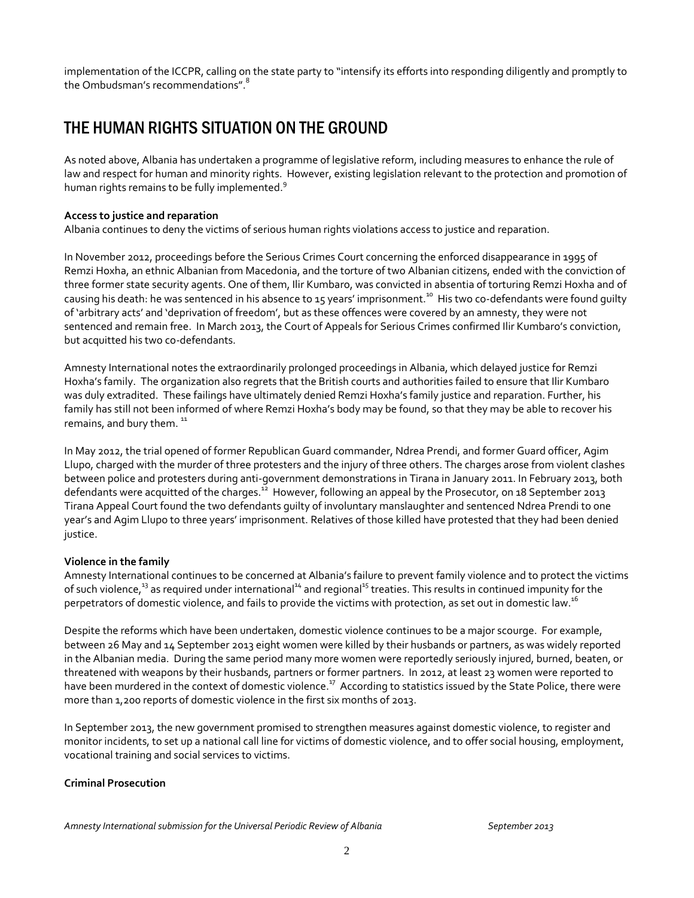implementation of the ICCPR, calling on the state party to "intensify its efforts into responding diligently and promptly to the Ombudsman's recommendations".[8]

## THE HUMAN RIGHTS SITUATION ON THE GROUND

As noted above, Albania has undertaken a programme of legislative reform, including measures to enhance the rule of law and respect for human and minority rights. However, existing legislation relevant to the protection and promotion of human rights remains to be fully implemented.[9]

**Access to justice and reparation**

Albania continues to deny the victims of serious human rights violations access to justice and reparation.

In November 2012, proceedings before the Serious Crimes Court concerning the enforced disappearance in 1995 of Remzi Hoxha, an ethnic Albanian from Macedonia, and the torture of two Albanian citizens, ended with the conviction of three former state security agents. One of them, Ilir Kumbaro, was convicted in absentia of torturing Remzi Hoxha and of causing his death: he was sentenced in his absence to 15 years' imprisonment.[10] His two co-defendants were found guilty of 'arbitrary acts' and 'deprivation of freedom', but as these offences were covered by an amnesty, they were not sentenced and remain free. In March 2013, the Court of Appeals for Serious Crimes confirmed Ilir Kumbaro's conviction, but acquitted his two co-defendants.

Amnesty International notes the extraordinarily prolonged proceedings in Albania, which delayed justice for Remzi Hoxha's family. The organization also regrets that the British courts and authorities failed to ensure that Ilir Kumbaro was duly extradited. These failings have ultimately denied Remzi Hoxha's family justice and reparation. Further, his family has still not been informed of where Remzi Hoxha's body may be found, so that they may be able to recover his remains, and bury them.[11]

In May 2012, the trial opened of former Republican Guard commander, Ndrea Prendi, and former Guard officer, Agim Llupo, charged with the murder of three protesters and the injury of three others. The charges arose from violent clashes between police and protesters during anti-government demonstrations in Tirana in January 2011. In February 2013, both defendants were acquitted of the charges.[12] However, following an appeal by the Prosecutor, on 18 September 2013 Tirana Appeal Court found the two defendants guilty of involuntary manslaughter and sentenced Ndrea Prendi to one year's and Agim Llupo to three years' imprisonment. Relatives of those killed have protested that they had been denied justice.

**Violence in the family**

Amnesty International continues to be concerned at Albania's failure to prevent family violence and to protect the victims of such violence,[13] as required under international[14] and regional[15] treaties. This results in continued impunity for the perpetrators of domestic violence, and fails to provide the victims with protection, as set out in domestic law.[16]

Despite the reforms which have been undertaken, domestic violence continues to be a major scourge. For example, between 26 May and 14 September 2013 eight women were killed by their husbands or partners, as was widely reported in the Albanian media. During the same period many more women were reportedly seriously injured, burned, beaten, or threatened with weapons by their husbands, partners or former partners. In 2012, at least 23 women were reported to have been murdered in the context of domestic violence.[17] According to statistics issued by the State Police, there were more than 1,200 reports of domestic violence in the first six months of 2013.

In September 2013, the new government promised to strengthen measures against domestic violence, to register and monitor incidents, to set up a national call line for victims of domestic violence, and to offer social housing, employment, vocational training and social services to victims.

**Criminal Prosecution**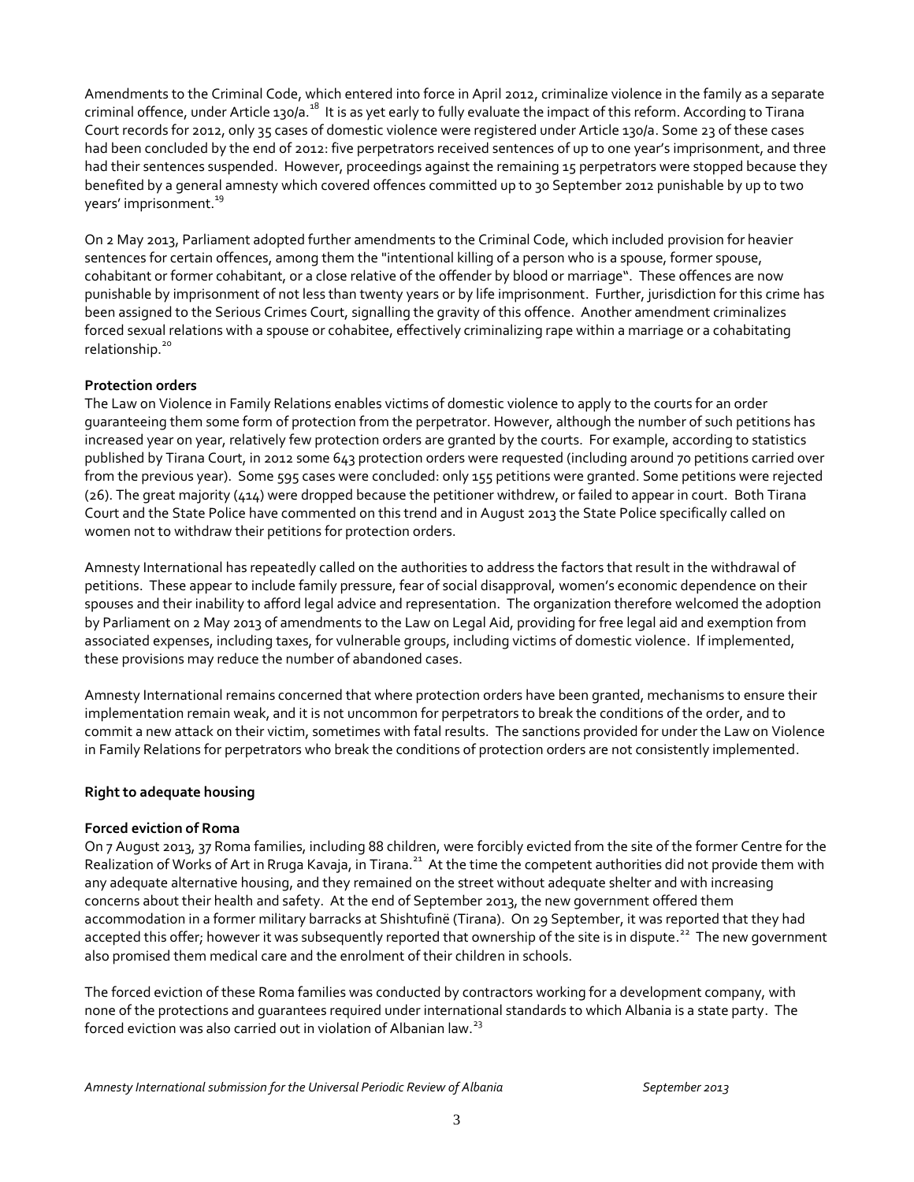Amendments to the Criminal Code, which entered into force in April 2012, criminalize violence in the family as a separate criminal offence, under Article 130/a.[18] It is as yet early to fully evaluate the impact of this reform. According to Tirana Court records for 2012, only 35 cases of domestic violence were registered under Article 130/a. Some 23 of these cases had been concluded by the end of 2012: five perpetrators received sentences of up to one year's imprisonment, and three had their sentences suspended. However, proceedings against the remaining 15 perpetrators were stopped because they benefited by a general amnesty which covered offences committed up to 30 September 2012 punishable by up to two years' imprisonment.[19]

On 2 May 2013, Parliament adopted further amendments to the Criminal Code, which included provision for heavier sentences for certain offences, among them the "intentional killing of a person who is a spouse, former spouse, cohabitant or former cohabitant, or a close relative of the offender by blood or marriage". These offences are now punishable by imprisonment of not less than twenty years or by life imprisonment. Further, jurisdiction for this crime has been assigned to the Serious Crimes Court, signalling the gravity of this offence. Another amendment criminalizes forced sexual relations with a spouse or cohabitee, effectively criminalizing rape within a marriage or a cohabitating relationship.[20]

**Protection orders**

The Law on Violence in Family Relations enables victims of domestic violence to apply to the courts for an order guaranteeing them some form of protection from the perpetrator. However, although the number of such petitions has increased year on year, relatively few protection orders are granted by the courts. For example, according to statistics published by Tirana Court, in 2012 some 643 protection orders were requested (including around 70 petitions carried over from the previous year). Some 595 cases were concluded: only 155 petitions were granted. Some petitions were rejected (26). The great majority (414) were dropped because the petitioner withdrew, or failed to appear in court. Both Tirana Court and the State Police have commented on this trend and in August 2013 the State Police specifically called on women not to withdraw their petitions for protection orders.

Amnesty International has repeatedly called on the authorities to address the factors that result in the withdrawal of petitions. These appear to include family pressure, fear of social disapproval, women's economic dependence on their spouses and their inability to afford legal advice and representation. The organization therefore welcomed the adoption by Parliament on 2 May 2013 of amendments to the Law on Legal Aid, providing for free legal aid and exemption from associated expenses, including taxes, for vulnerable groups, including victims of domestic violence. If implemented, these provisions may reduce the number of abandoned cases.

Amnesty International remains concerned that where protection orders have been granted, mechanisms to ensure their implementation remain weak, and it is not uncommon for perpetrators to break the conditions of the order, and to commit a new attack on their victim, sometimes with fatal results. The sanctions provided for under the Law on Violence in Family Relations for perpetrators who break the conditions of protection orders are not consistently implemented.

**Right to adequate housing**

**Forced eviction of Roma**

On 7 August 2013, 37 Roma families, including 88 children, were forcibly evicted from the site of the former Centre for the Realization of Works of Art in Rruga Kavaja, in Tirana.[21] At the time the competent authorities did not provide them with any adequate alternative housing, and they remained on the street without adequate shelter and with increasing concerns about their health and safety. At the end of September 2013, the new government offered them accommodation in a former military barracks at Shishtufinë (Tirana). On 29 September, it was reported that they had accepted this offer; however it was subsequently reported that ownership of the site is in dispute.[22] The new government also promised them medical care and the enrolment of their children in schools.

The forced eviction of these Roma families was conducted by contractors working for a development company, with none of the protections and guarantees required under international standards to which Albania is a state party. The forced eviction was also carried out in violation of Albanian law.[23]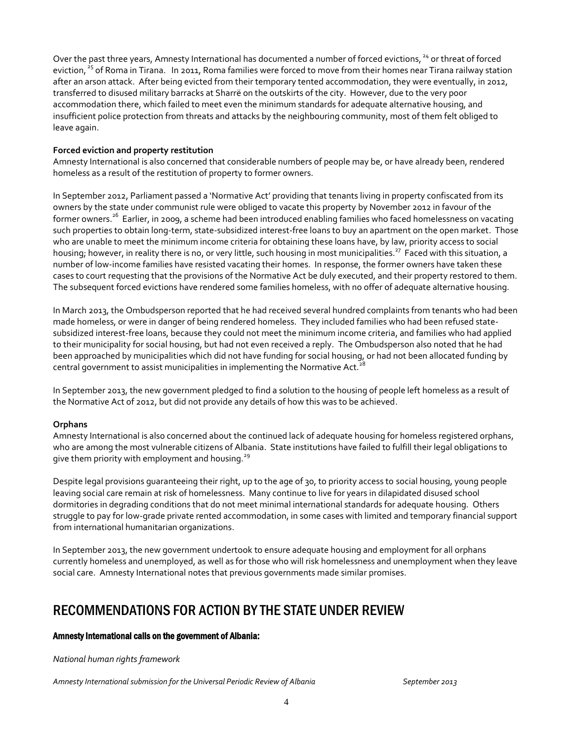Over the past three years, Amnesty International has documented a number of forced evictions, [24] or threat of forced eviction, [25] of Roma in Tirana. In 2011, Roma families were forced to move from their homes near Tirana railway station after an arson attack. After being evicted from their temporary tented accommodation, they were eventually, in 2012, transferred to disused military barracks at Sharrë on the outskirts of the city. However, due to the very poor accommodation there, which failed to meet even the minimum standards for adequate alternative housing, and insufficient police protection from threats and attacks by the neighbouring community, most of them felt obliged to leave again.

**Forced eviction and property restitution**

Amnesty International is also concerned that considerable numbers of people may be, or have already been, rendered homeless as a result of the restitution of property to former owners.

In September 2012, Parliament passed a 'Normative Act' providing that tenants living in property confiscated from its owners by the state under communist rule were obliged to vacate this property by November 2012 in favour of the former owners.[26] Earlier, in 2009, a scheme had been introduced enabling families who faced homelessness on vacating such properties to obtain long-term, state-subsidized interest-free loans to buy an apartment on the open market. Those who are unable to meet the minimum income criteria for obtaining these loans have, by law, priority access to social housing; however, in reality there is no, or very little, such housing in most municipalities.[27] Faced with this situation, a number of low-income families have resisted vacating their homes. In response, the former owners have taken these cases to court requesting that the provisions of the Normative Act be duly executed, and their property restored to them. The subsequent forced evictions have rendered some families homeless, with no offer of adequate alternative housing.

In March 2013, the Ombudsperson reported that he had received several hundred complaints from tenants who had been made homeless, or were in danger of being rendered homeless. They included families who had been refused state-subsidized interest-free loans, because they could not meet the minimum income criteria, and families who had applied to their municipality for social housing, but had not even received a reply. The Ombudsperson also noted that he had been approached by municipalities which did not have funding for social housing, or had not been allocated funding by central government to assist municipalities in implementing the Normative Act.[28]

In September 2013, the new government pledged to find a solution to the housing of people left homeless as a result of the Normative Act of 2012, but did not provide any details of how this was to be achieved.

**Orphans**

Amnesty International is also concerned about the continued lack of adequate housing for homeless registered orphans, who are among the most vulnerable citizens of Albania. State institutions have failed to fulfill their legal obligations to give them priority with employment and housing.[29]

Despite legal provisions guaranteeing their right, up to the age of 30, to priority access to social housing, young people leaving social care remain at risk of homelessness. Many continue to live for years in dilapidated disused school dormitories in degrading conditions that do not meet minimal international standards for adequate housing. Others struggle to pay for low-grade private rented accommodation, in some cases with limited and temporary financial support from international humanitarian organizations.

In September 2013, the new government undertook to ensure adequate housing and employment for all orphans currently homeless and unemployed, as well as for those who will risk homelessness and unemployment when they leave social care. Amnesty International notes that previous governments made similar promises.

## RECOMMENDATIONS FOR ACTION BY THE STATE UNDER REVIEW

### Amnesty International calls on the government of Albania:

*National human rights framework*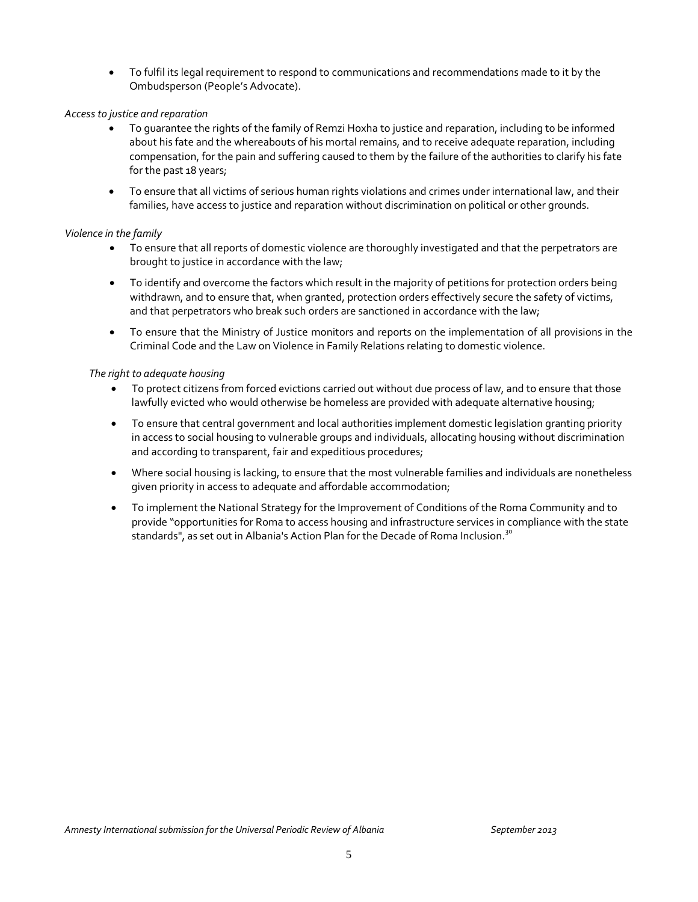- To fulfil its legal requirement to respond to communications and recommendations made to it by the Ombudsperson (People's Advocate).

*Access to justice and reparation*

- To guarantee the rights of the family of Remzi Hoxha to justice and reparation, including to be informed about his fate and the whereabouts of his mortal remains, and to receive adequate reparation, including compensation, for the pain and suffering caused to them by the failure of the authorities to clarify his fate for the past 18 years;
- To ensure that all victims of serious human rights violations and crimes under international law, and their families, have access to justice and reparation without discrimination on political or other grounds.

*Violence in the family*

- To ensure that all reports of domestic violence are thoroughly investigated and that the perpetrators are brought to justice in accordance with the law;
- To identify and overcome the factors which result in the majority of petitions for protection orders being withdrawn, and to ensure that, when granted, protection orders effectively secure the safety of victims, and that perpetrators who break such orders are sanctioned in accordance with the law;
- To ensure that the Ministry of Justice monitors and reports on the implementation of all provisions in the Criminal Code and the Law on Violence in Family Relations relating to domestic violence.

*The right to adequate housing*

- To protect citizens from forced evictions carried out without due process of law, and to ensure that those lawfully evicted who would otherwise be homeless are provided with adequate alternative housing;
- To ensure that central government and local authorities implement domestic legislation granting priority in access to social housing to vulnerable groups and individuals, allocating housing without discrimination and according to transparent, fair and expeditious procedures;
- Where social housing is lacking, to ensure that the most vulnerable families and individuals are nonetheless given priority in access to adequate and affordable accommodation;
- To implement the National Strategy for the Improvement of Conditions of the Roma Community and to provide "opportunities for Roma to access housing and infrastructure services in compliance with the state standards", as set out in Albania's Action Plan for the Decade of Roma Inclusion.[30]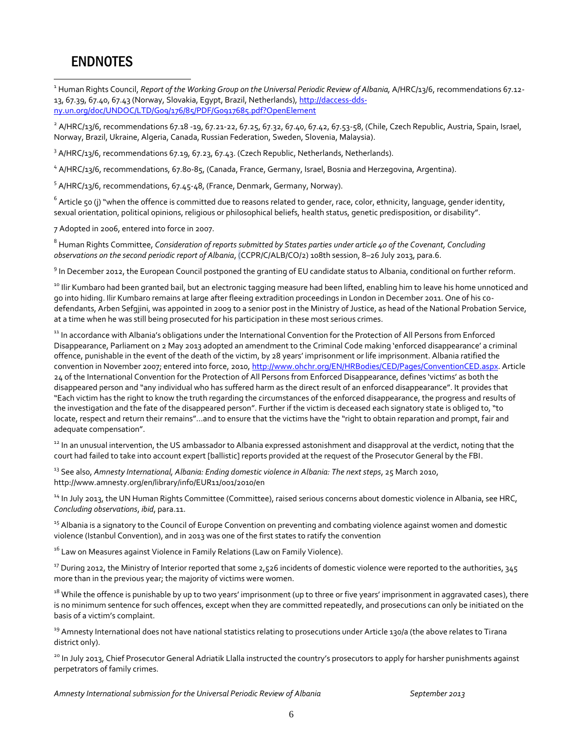# ENDNOTES

[1] Human Rights Council, *Report of the Working Group on the Universal Periodic Review of Albania,* A/HRC/13/6, recommendations 67.12-13, 67.39, 67.40, 67.43 (Norway, Slovakia, Egypt, Brazil, Netherlands), http://daccess-dds-ny.un.org/doc/UNDOC/LTD/G09/176/85/PDF/G0917685.pdf?OpenElement

[2] A/HRC/13/6, recommendations 67.18 -19, 67.21-22, 67.25, 67.32, 67.40, 67.42, 67.53-58, (Chile, Czech Republic, Austria, Spain, Israel, Norway, Brazil, Ukraine, Algeria, Canada, Russian Federation, Sweden, Slovenia, Malaysia).

[3] A/HRC/13/6, recommendations 67.19, 67.23, 67.43. (Czech Republic, Netherlands, Netherlands).

[4] A/HRC/13/6, recommendations, 67.80-85, (Canada, France, Germany, Israel, Bosnia and Herzegovina, Argentina).

[5] A/HRC/13/6, recommendations, 67.45-48, (France, Denmark, Germany, Norway).

[6] Article 50 (j) "when the offence is committed due to reasons related to gender, race, color, ethnicity, language, gender identity, sexual orientation, political opinions, religious or philosophical beliefs, health status, genetic predisposition, or disability".

7 Adopted in 2006, entered into force in 2007.

[8] Human Rights Committee, *Consideration of reports submitted by States parties under article 40 of the Covenant, Concluding observations on the second periodic report of Albania*, (CCPR/C/ALB/CO/2) 108th session, 8–26 July 2013, para.6.

[9] In December 2012, the European Council postponed the granting of EU candidate status to Albania, conditional on further reform.

[10] Ilir Kumbaro had been granted bail, but an electronic tagging measure had been lifted, enabling him to leave his home unnoticed and go into hiding. Ilir Kumbaro remains at large after fleeing extradition proceedings in London in December 2011. One of his co-defendants, Arben Sefgjini, was appointed in 2009 to a senior post in the Ministry of Justice, as head of the National Probation Service, at a time when he was still being prosecuted for his participation in these most serious crimes.

[11] In accordance with Albania's obligations under the International Convention for the Protection of All Persons from Enforced Disappearance, Parliament on 2 May 2013 adopted an amendment to the Criminal Code making 'enforced disappearance' a criminal offence, punishable in the event of the death of the victim, by 28 years' imprisonment or life imprisonment. Albania ratified the convention in November 2007; entered into force, 2010, http://www.ohchr.org/EN/HRBodies/CED/Pages/ConventionCED.aspx. Article 24 of the International Convention for the Protection of All Persons from Enforced Disappearance, defines 'victims' as both the disappeared person and "any individual who has suffered harm as the direct result of an enforced disappearance". It provides that "Each victim has the right to know the truth regarding the circumstances of the enforced disappearance, the progress and results of the investigation and the fate of the disappeared person". Further if the victim is deceased each signatory state is obliged to, "to locate, respect and return their remains"…and to ensure that the victims have the "right to obtain reparation and prompt, fair and adequate compensation".

[12] In an unusual intervention, the US ambassador to Albania expressed astonishment and disapproval at the verdict, noting that the court had failed to take into account expert [ballistic] reports provided at the request of the Prosecutor General by the FBI.

[13] See also, *Amnesty International, Albania: Ending domestic violence in Albania: The next steps*, 25 March 2010, http://www.amnesty.org/en/library/info/EUR11/001/2010/en

[14] In July 2013, the UN Human Rights Committee (Committee), raised serious concerns about domestic violence in Albania, see HRC, *Concluding observations*, *ibid*, para.11.

[15] Albania is a signatory to the Council of Europe Convention on preventing and combating violence against women and domestic violence (Istanbul Convention), and in 2013 was one of the first states to ratify the convention

[16] Law on Measures against Violence in Family Relations (Law on Family Violence).

[17] During 2012, the Ministry of Interior reported that some 2,526 incidents of domestic violence were reported to the authorities, 345 more than in the previous year; the majority of victims were women.

[18] While the offence is punishable by up to two years' imprisonment (up to three or five years' imprisonment in aggravated cases), there is no minimum sentence for such offences, except when they are committed repeatedly, and prosecutions can only be initiated on the basis of a victim's complaint.

[19] Amnesty International does not have national statistics relating to prosecutions under Article 130/a (the above relates to Tirana district only).

[20] In July 2013, Chief Prosecutor General Adriatik Llalla instructed the country's prosecutors to apply for harsher punishments against perpetrators of family crimes.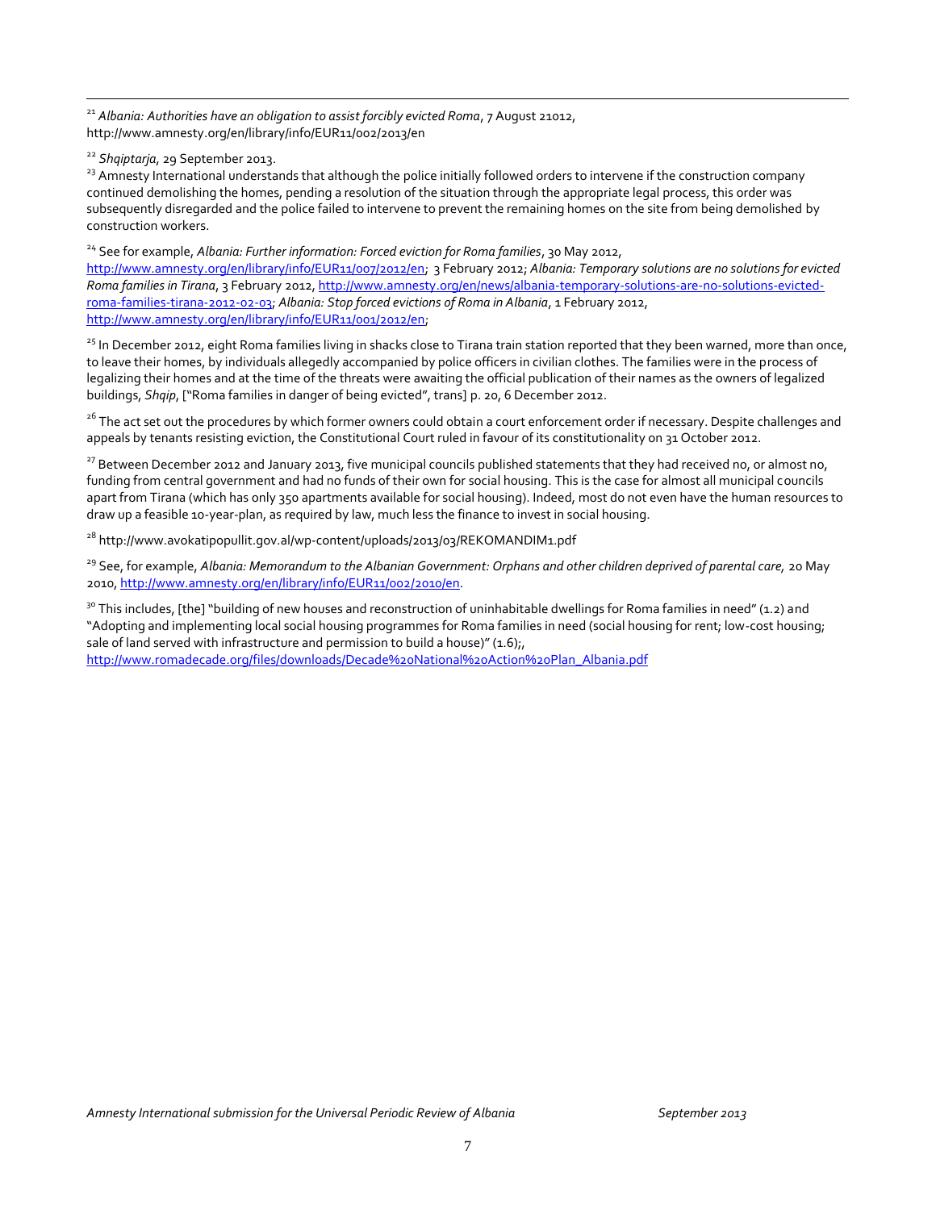[21] *Albania: Authorities have an obligation to assist forcibly evicted Roma*, 7 August 21012, http://www.amnesty.org/en/library/info/EUR11/002/2013/en

[22] *Shqiptarja*, 29 September 2013.

[23] Amnesty International understands that although the police initially followed orders to intervene if the construction company continued demolishing the homes, pending a resolution of the situation through the appropriate legal process, this order was subsequently disregarded and the police failed to intervene to prevent the remaining homes on the site from being demolished by construction workers.

[24] See for example, *Albania: Further information: Forced eviction for Roma families*, 30 May 2012, http://www.amnesty.org/en/library/info/EUR11/007/2012/en; 3 February 2012; *Albania: Temporary solutions are no solutions for evicted Roma families in Tirana*, 3 February 2012, http://www.amnesty.org/en/news/albania-temporary-solutions-are-no-solutions-evicted-roma-families-tirana-2012-02-03; *Albania: Stop forced evictions of Roma in Albania*, 1 February 2012, http://www.amnesty.org/en/library/info/EUR11/001/2012/en;

[25] In December 2012, eight Roma families living in shacks close to Tirana train station reported that they been warned, more than once, to leave their homes, by individuals allegedly accompanied by police officers in civilian clothes. The families were in the process of legalizing their homes and at the time of the threats were awaiting the official publication of their names as the owners of legalized buildings, *Shqip*, ["Roma families in danger of being evicted", trans] p. 20, 6 December 2012.

[26] The act set out the procedures by which former owners could obtain a court enforcement order if necessary. Despite challenges and appeals by tenants resisting eviction, the Constitutional Court ruled in favour of its constitutionality on 31 October 2012.

[27] Between December 2012 and January 2013, five municipal councils published statements that they had received no, or almost no, funding from central government and had no funds of their own for social housing. This is the case for almost all municipal councils apart from Tirana (which has only 350 apartments available for social housing). Indeed, most do not even have the human resources to draw up a feasible 10-year-plan, as required by law, much less the finance to invest in social housing.

[28] http://www.avokatipopullit.gov.al/wp-content/uploads/2013/03/REKOMANDIM1.pdf

[29] See, for example, *Albania: Memorandum to the Albanian Government: Orphans and other children deprived of parental care,* 20 May 2010, http://www.amnesty.org/en/library/info/EUR11/002/2010/en.

[30] This includes, [the] "building of new houses and reconstruction of uninhabitable dwellings for Roma families in need" (1.2) and "Adopting and implementing local social housing programmes for Roma families in need (social housing for rent; low-cost housing; sale of land served with infrastructure and permission to build a house)" (1.6);, http://www.romadecade.org/files/downloads/Decade%20National%20Action%20Plan_Albania.pdf